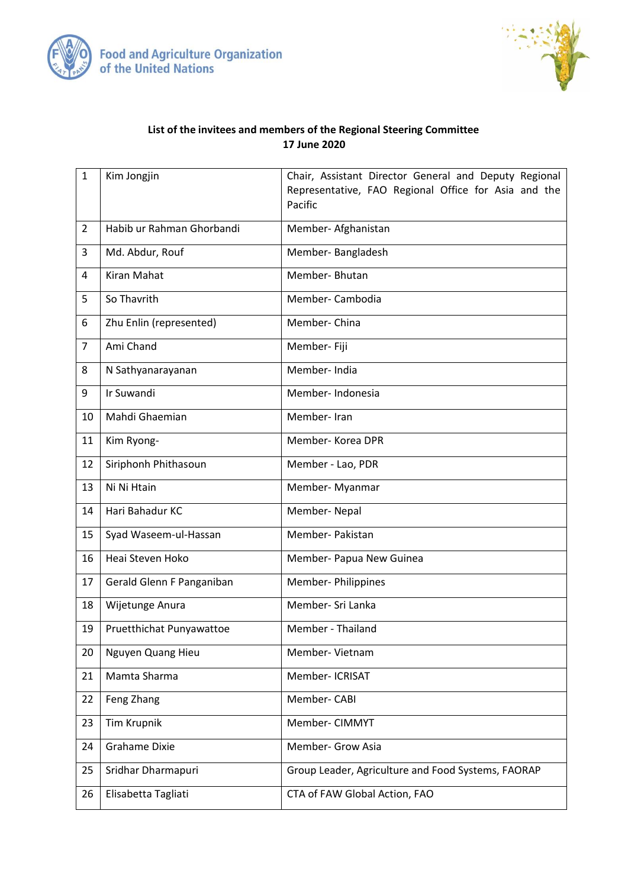Food and Agriculture Organization of the United Nations

**List of the invitees and members of the Regional Steering Committee**
**17 June 2020**

| | | |
|---|---|---|
| 1 | Kim Jongjin | Chair, Assistant Director General and Deputy Regional Representative, FAO Regional Office for Asia and the Pacific |
| 2 | Habib ur Rahman Ghorbandi | Member- Afghanistan |
| 3 | Md. Abdur, Rouf | Member- Bangladesh |
| 4 | Kiran Mahat | Member- Bhutan |
| 5 | So Thavrith | Member- Cambodia |
| 6 | Zhu Enlin (represented) | Member- China |
| 7 | Ami Chand | Member- Fiji |
| 8 | N Sathyanarayanan | Member- India |
| 9 | Ir Suwandi | Member- Indonesia |
| 10 | Mahdi Ghaemian | Member- Iran |
| 11 | Kim Ryong- | Member- Korea DPR |
| 12 | Siriphonh Phithasoun | Member - Lao, PDR |
| 13 | Ni Ni Htain | Member- Myanmar |
| 14 | Hari Bahadur KC | Member- Nepal |
| 15 | Syad Waseem-ul-Hassan | Member- Pakistan |
| 16 | Heai Steven Hoko | Member- Papua New Guinea |
| 17 | Gerald Glenn F Panganiban | Member- Philippines |
| 18 | Wijetunge Anura | Member- Sri Lanka |
| 19 | Pruetthichat Punyawattoe | Member - Thailand |
| 20 | Nguyen Quang Hieu | Member- Vietnam |
| 21 | Mamta Sharma | Member- ICRISAT |
| 22 | Feng Zhang | Member- CABI |
| 23 | Tim Krupnik | Member- CIMMYT |
| 24 | Grahame Dixie | Member- Grow Asia |
| 25 | Sridhar Dharmapuri | Group Leader, Agriculture and Food Systems, FAORAP |
| 26 | Elisabetta Tagliati | CTA of FAW Global Action, FAO |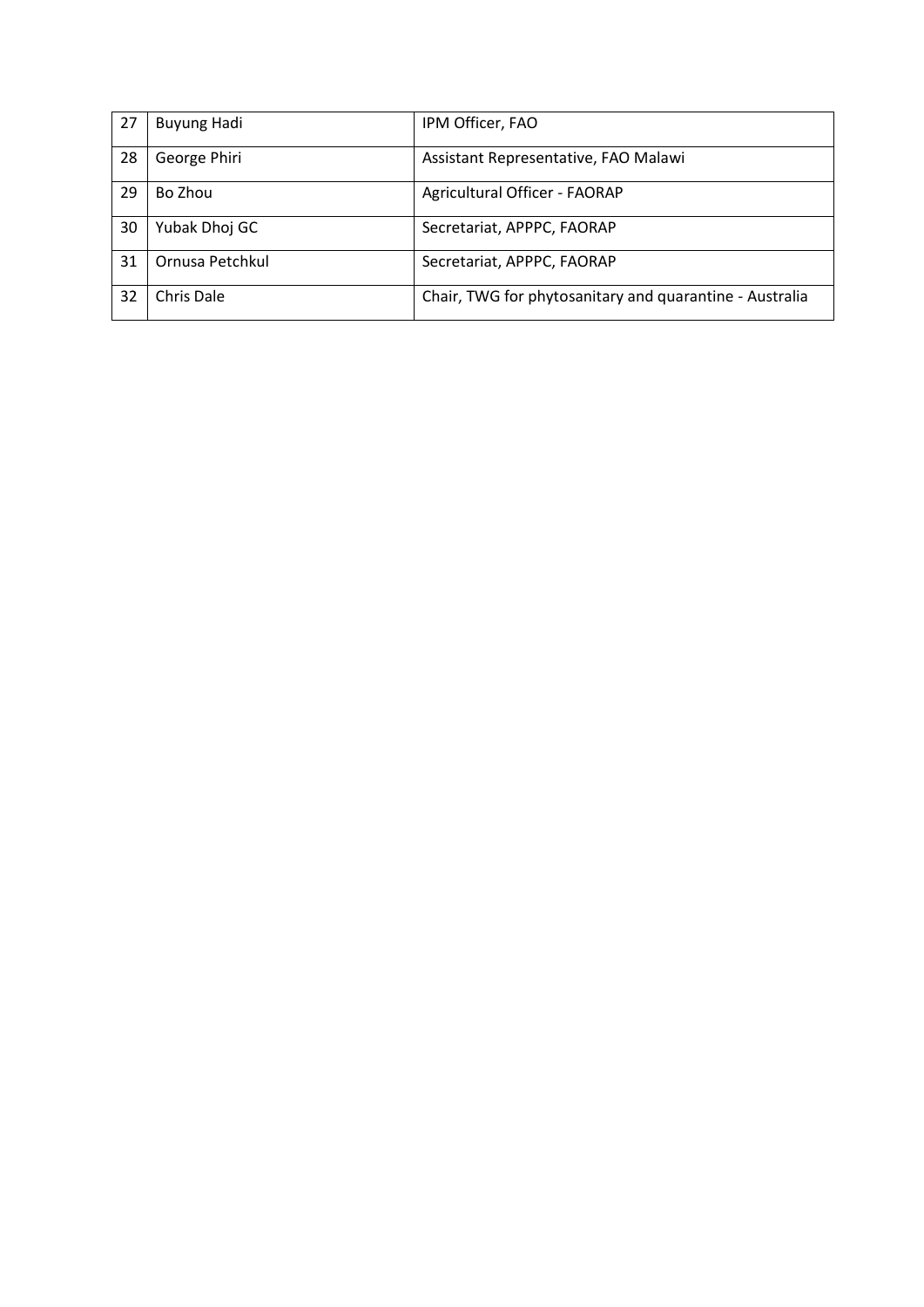| | | |
|---|---|---|
| 27 | Buyung Hadi | IPM Officer, FAO |
| 28 | George Phiri | Assistant Representative, FAO Malawi |
| 29 | Bo Zhou | Agricultural Officer - FAORAP |
| 30 | Yubak Dhoj GC | Secretariat, APPPC, FAORAP |
| 31 | Ornusa Petchkul | Secretariat, APPPC, FAORAP |
| 32 | Chris Dale | Chair, TWG for phytosanitary and quarantine - Australia |